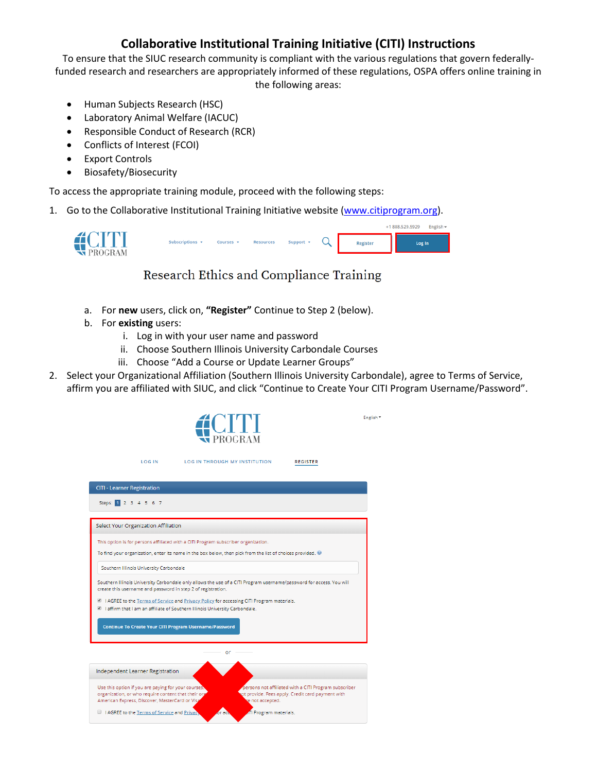# Collaborative Institutional Training Initiative (CITI) Instructions

To ensure that the SIUC research community is compliant with the various regulations that govern federally-funded research and researchers are appropriately informed of these regulations, OSPA offers online training in the following areas:

- Human Subjects Research (HSC)
- Laboratory Animal Welfare (IACUC)
- Responsible Conduct of Research (RCR)
- Conflicts of Interest (FCOI)
- Export Controls
- Biosafety/Biosecurity

To access the appropriate training module, proceed with the following steps:

1. Go to the Collaborative Institutional Training Initiative website (www.citiprogram.org).

   a. For **new** users, click on, **"Register"** Continue to Step 2 (below).

   b. For **existing** users:

      i. Log in with your user name and password

      ii. Choose Southern Illinois University Carbondale Courses

      iii. Choose "Add a Course or Update Learner Groups"

2. Select your Organizational Affiliation (Southern Illinois University Carbondale), agree to Terms of Service, affirm you are affiliated with SIUC, and click "Continue to Create Your CITI Program Username/Password".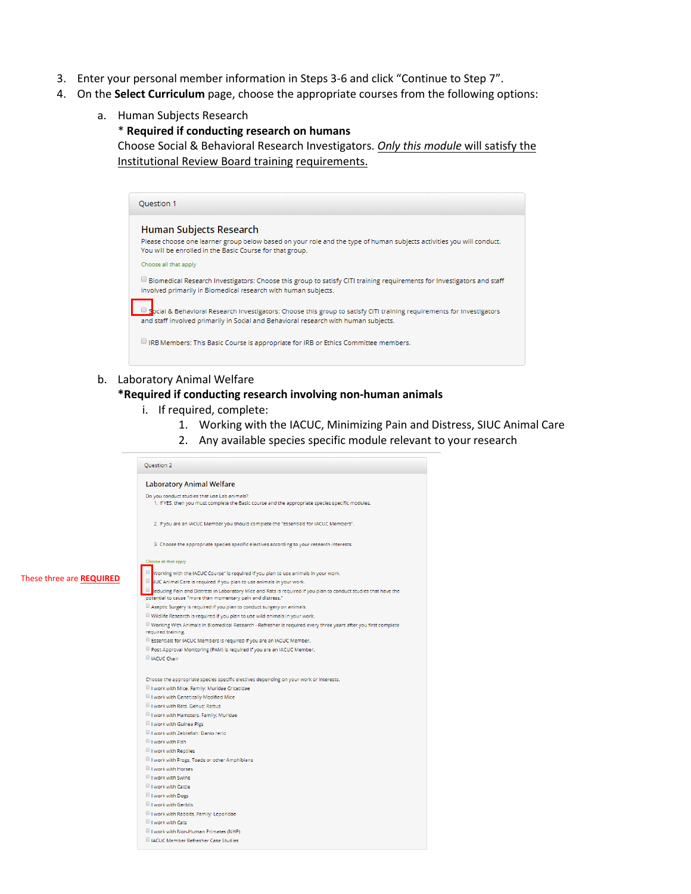3. Enter your personal member information in Steps 3-6 and click “Continue to Step 7”.
4. On the **Select Curriculum** page, choose the appropriate courses from the following options:

   a. Human Subjects Research
      **\* Required if conducting research on humans**
      Choose Social & Behavioral Research Investigators. _*Only this module*_ <u>will satisfy the Institutional Review Board training requirements.</u>

Question 1

**Human Subjects Research**

Please choose one learner group below based on your role and the type of human subjects activities you will conduct. You will be enrolled in the Basic Course for that group.

Choose all that apply

- ☐ Biomedical Research Investigators: Choose this group to satisfy CITI training requirements for Investigators and staff involved primarily in Biomedical research with human subjects.
- ☐ Social & Behavioral Research Investigators: Choose this group to satisfy CITI training requirements for Investigators and staff involved primarily in Social and Behavioral research with human subjects.
- ☐ IRB Members: This Basic Course is appropriate for IRB or Ethics Committee members.

   b. Laboratory Animal Welfare
      **\*Required if conducting research involving non-human animals**
      i. If required, complete:
         1. Working with the IACUC, Minimizing Pain and Distress, SIUC Animal Care
         2. Any available species specific module relevant to your research

Question 2

**Laboratory Animal Welfare**

Do you conduct studies that use Lab animals?

1. If YES, then you must complete the Basic course and the appropriate species specific modules.
2. If you are an IACUC Member you should complete the "Essentials for IACUC Members".
3. Choose the appropriate species specific electives according to your research interests.

Choose all that apply

These three are **REQUIRED**

- ☐ Working with the IACUC Course" is required if you plan to use animals in your work.
- ☐ SIUC Animal Care is required if you plan to use animals in your work.
- ☐ Reducing Pain and Distress in Laboratory Mice and Rats is required if you plan to conduct studies that have the potential to cause "more than momentary pain and distress."
- ☐ Aseptic Surgery is required if you plan to conduct surgery on animals.
- ☐ Wildlife Research is required if you plan to use wild animals in your work.
- ☐ Working With Animals in Biomedical Research - Refresher is required every three years after you first complete required training.
- ☐ Essentials for IACUC Members is required if you are an IACUC Member.
- ☐ Post-Approval Monitoring (PAM) is required if you are an IACUC Member.
- ☐ IACUC Chair

Choose the appropriate species specific electives depending on your work or interests.

- ☐ I work with Mice. Family: Muridae Cricetidae
- ☐ I work with Genetically Modified Mice
- ☐ I work with Rats. Genus: Rattus
- ☐ I work with Hamsters. Family: Muridae
- ☐ I work with Guinea Pigs
- ☐ I work with Zebrafish: Danio rerio
- ☐ I work with Fish
- ☐ I work with Reptiles
- ☐ I work with Frogs, Toads or other Amphibians
- ☐ I work with Horses
- ☐ I work with Swine
- ☐ I work with Cattle
- ☐ I work with Dogs
- ☐ I work with Gerbils
- ☐ I work with Rabbits, Family: Leporidae
- ☐ I work with Cats
- ☐ I work with Non-Human Primates (NHP)
- ☐ IACUC Member Refresher Case Studies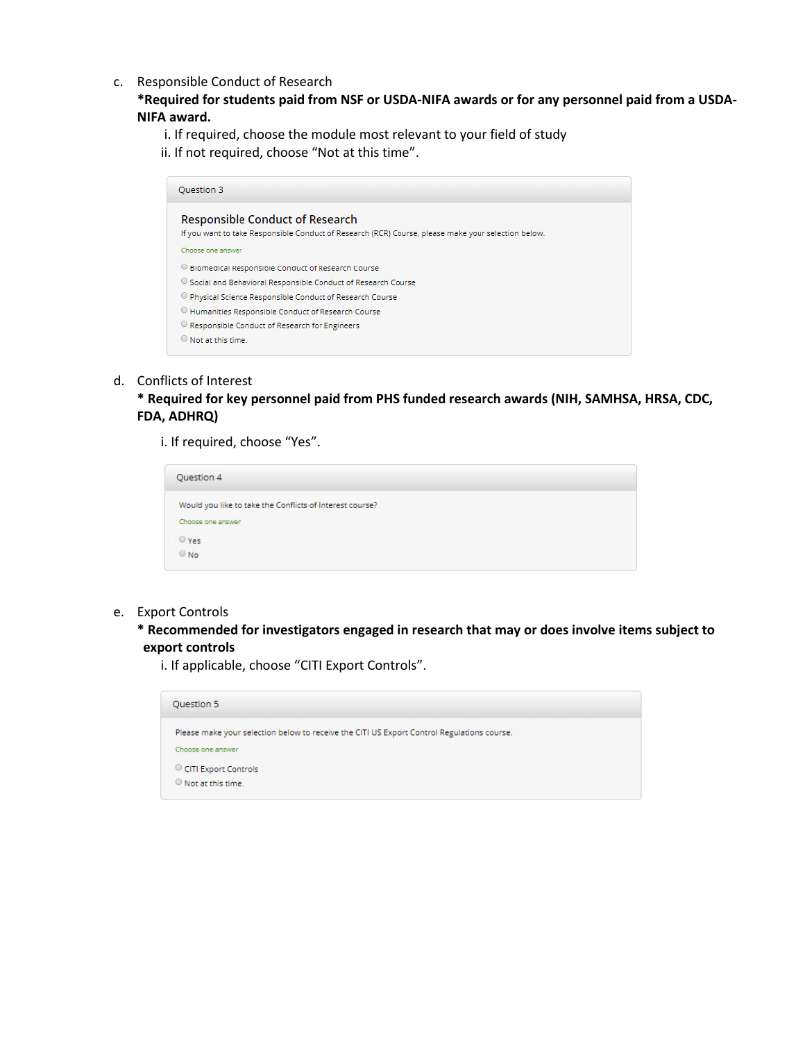c. Responsible Conduct of Research

**\*Required for students paid from NSF or USDA-NIFA awards or for any personnel paid from a USDA-NIFA award.**

i. If required, choose the module most relevant to your field of study

ii. If not required, choose "Not at this time".

Question 3

Responsible Conduct of Research

If you want to take Responsible Conduct of Research (RCR) Course, please make your selection below.

Choose one answer

- Biomedical Responsible Conduct of Research Course
- Social and Behavioral Responsible Conduct of Research Course
- Physical Science Responsible Conduct of Research Course
- Humanities Responsible Conduct of Research Course
- Responsible Conduct of Research for Engineers
- Not at this time.

d. Conflicts of Interest

**\* Required for key personnel paid from PHS funded research awards (NIH, SAMHSA, HRSA, CDC, FDA, ADHRQ)**

i. If required, choose "Yes".

Question 4

Would you like to take the Conflicts of Interest course?

Choose one answer

- Yes
- No

e. Export Controls

**\* Recommended for investigators engaged in research that may or does involve items subject to export controls**

i. If applicable, choose "CITI Export Controls".

Question 5

Please make your selection below to receive the CITI US Export Control Regulations course.

Choose one answer

- CITI Export Controls
- Not at this time.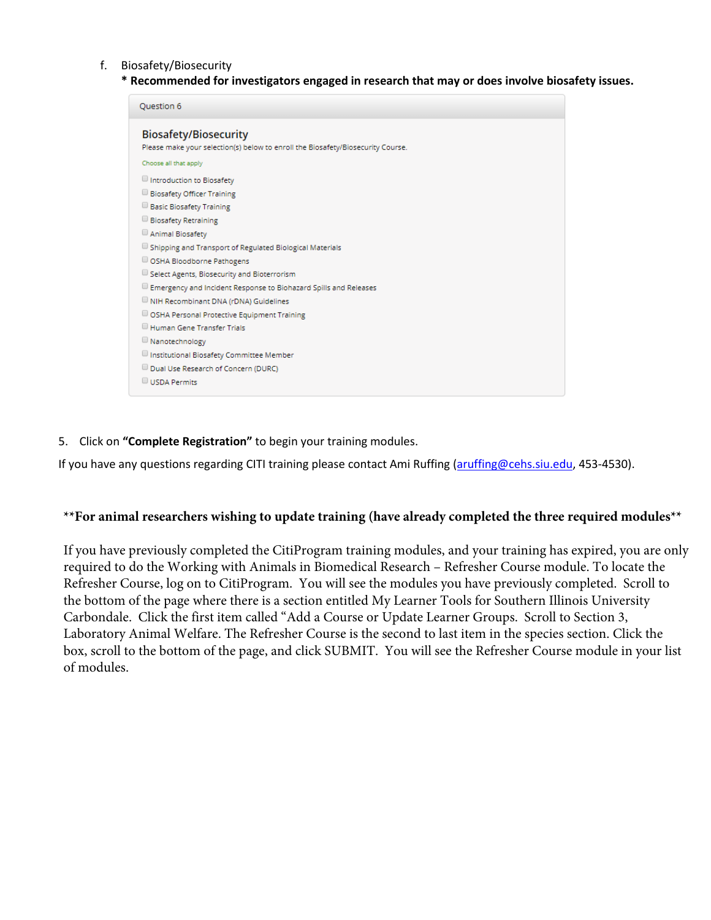f. Biosafety/Biosecurity

**\* Recommended for investigators engaged in research that may or does involve biosafety issues.**

Question 6

**Biosafety/Biosecurity**

Please make your selection(s) below to enroll the Biosafety/Biosecurity Course.

Choose all that apply

- [ ] Introduction to Biosafety
- [ ] Biosafety Officer Training
- [ ] Basic Biosafety Training
- [ ] Biosafety Retraining
- [ ] Animal Biosafety
- [ ] Shipping and Transport of Regulated Biological Materials
- [ ] OSHA Bloodborne Pathogens
- [ ] Select Agents, Biosecurity and Bioterrorism
- [ ] Emergency and Incident Response to Biohazard Spills and Releases
- [ ] NIH Recombinant DNA (rDNA) Guidelines
- [ ] OSHA Personal Protective Equipment Training
- [ ] Human Gene Transfer Trials
- [ ] Nanotechnology
- [ ] Institutional Biosafety Committee Member
- [ ] Dual Use Research of Concern (DURC)
- [ ] USDA Permits

5. Click on **"Complete Registration"** to begin your training modules.

If you have any questions regarding CITI training please contact Ami Ruffing (aruffing@cehs.siu.edu, 453-4530).

**\*\*For animal researchers wishing to update training (have already completed the three required modules\*\***

If you have previously completed the CitiProgram training modules, and your training has expired, you are only required to do the Working with Animals in Biomedical Research – Refresher Course module. To locate the Refresher Course, log on to CitiProgram. You will see the modules you have previously completed. Scroll to the bottom of the page where there is a section entitled My Learner Tools for Southern Illinois University Carbondale. Click the first item called "Add a Course or Update Learner Groups. Scroll to Section 3, Laboratory Animal Welfare. The Refresher Course is the second to last item in the species section. Click the box, scroll to the bottom of the page, and click SUBMIT. You will see the Refresher Course module in your list of modules.